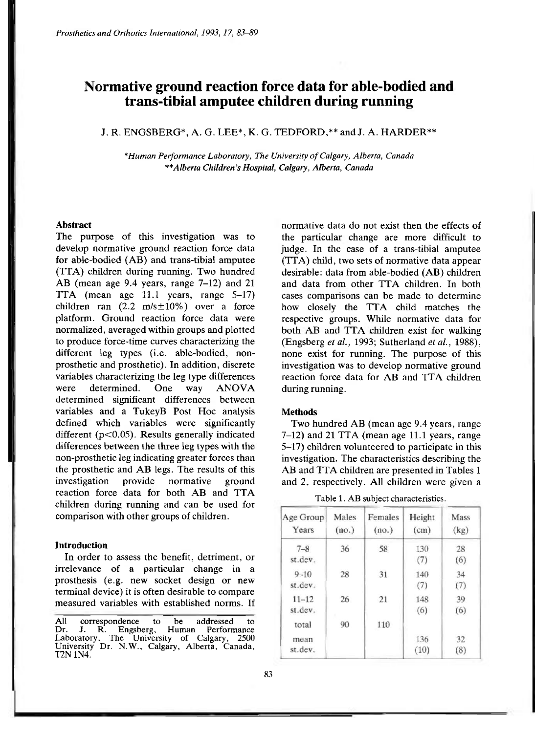# Normative ground reaction force data for able-bodied and trans-tibial amputee children during running

J. R. ENGSBERG*, A. G. LEE*, K. G. TEDFORD,** and J. A. HARDER**

*Human Performance Laboratory, The University of Calgary, Alberta, Canada*
***Alberta Children's Hospital, Calgary, Alberta, Canada*

## Abstract

The purpose of this investigation was to develop normative ground reaction force data for able-bodied (AB) and trans-tibial amputee (TTA) children during running. Two hundred AB (mean age 9.4 years, range 7–12) and 21 TTA (mean age 11.1 years, range 5–17) children ran (2.2 m/s$\pm$10%) over a force platform. Ground reaction force data were normalized, averaged within groups and plotted to produce force-time curves characterizing the different leg types (i.e. able-bodied, non-prosthetic and prosthetic). In addition, discrete variables characterizing the leg type differences were determined. One way ANOVA determined significant differences between variables and a TukeyB Post Hoc analysis defined which variables were significantly different ($p<0.05$). Results generally indicated differences between the three leg types with the non-prosthetic leg indicating greater forces than the prosthetic and AB legs. The results of this investigation provide normative ground reaction force data for both AB and TTA children during running and can be used for comparison with other groups of children.

## Introduction

In order to assess the benefit, detriment, or irrelevance of a particular change in a prosthesis (e.g. new socket design or new terminal device) it is often desirable to compare measured variables with established norms. If normative data do not exist then the effects of the particular change are more difficult to judge. In the case of a trans-tibial amputee (TTA) child, two sets of normative data appear desirable: data from able-bodied (AB) children and data from other TTA children. In both cases comparisons can be made to determine how closely the TTA child matches the respective groups. While normative data for both AB and TTA children exist for walking (Engsberg *et al.*, 1993; Sutherland *et al.*, 1988), none exist for running. The purpose of this investigation was to develop normative ground reaction force data for AB and TTA children during running.

## Methods

Two hundred AB (mean age 9.4 years, range 7–12) and 21 TTA (mean age 11.1 years, range 5–17) children volunteered to participate in this investigation. The characteristics describing the AB and TTA children are presented in Tables 1 and 2, respectively. All children were given a

Table 1. AB subject characteristics.

| Age Group Years | Males (no.) | Females (no.) | Height (cm) | Mass (kg) |
|---|---|---|---|---|
| 7–8 | 36 | 58 | 130 | 28 |
| st.dev. | | | (7) | (6) |
| 9–10 | 28 | 31 | 140 | 34 |
| st.dev. | | | (7) | (7) |
| 11–12 | 26 | 21 | 148 | 39 |
| st.dev. | | | (6) | (6) |
| total | 90 | 110 | | |
| mean | | | 136 | 32 |
| st.dev. | | | (10) | (8) |

All correspondence to be addressed to Dr. J. R. Engsberg, Human Performance Laboratory, The University of Calgary, 2500 University Dr. N.W., Calgary, Alberta, Canada, T2N 1N4.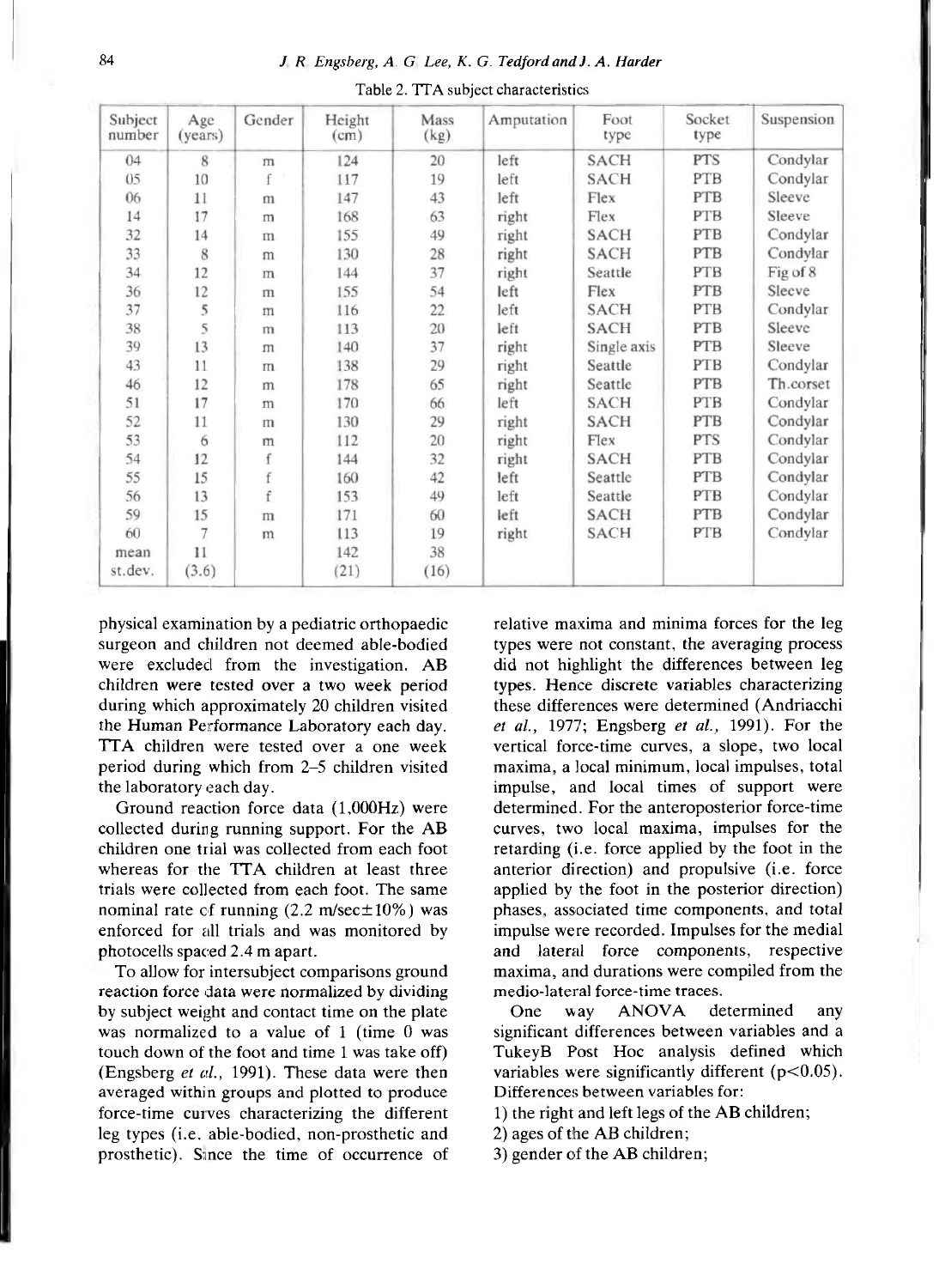Table 2. TTA subject characteristics

| Subject number | Age (years) | Gender | Height (cm) | Mass (kg) | Amputation | Foot type | Socket type | Suspension |
|---|---|---|---|---|---|---|---|---|
| 04 | 8 | m | 124 | 20 | left | SACH | PTS | Condylar |
| 05 | 10 | f | 117 | 19 | left | SACH | PTB | Condylar |
| 06 | 11 | m | 147 | 43 | left | Flex | PTB | Sleeve |
| 14 | 17 | m | 168 | 63 | right | Flex | PTB | Sleeve |
| 32 | 14 | m | 155 | 49 | right | SACH | PTB | Condylar |
| 33 | 8 | m | 130 | 28 | right | SACH | PTB | Condylar |
| 34 | 12 | m | 144 | 37 | right | Seattle | PTB | Fig of 8 |
| 36 | 12 | m | 155 | 54 | left | Flex | PTB | Sleeve |
| 37 | 5 | m | 116 | 22 | left | SACH | PTB | Condylar |
| 38 | 5 | m | 113 | 20 | left | SACH | PTB | Sleeve |
| 39 | 13 | m | 140 | 37 | right | Single axis | PTB | Sleeve |
| 43 | 11 | m | 138 | 29 | right | Seattle | PTB | Condylar |
| 46 | 12 | m | 178 | 65 | right | Seattle | PTB | Th.corset |
| 51 | 17 | m | 170 | 66 | left | SACH | PTB | Condylar |
| 52 | 11 | m | 130 | 29 | right | SACH | PTB | Condylar |
| 53 | 6 | m | 112 | 20 | right | Flex | PTS | Condylar |
| 54 | 12 | f | 144 | 32 | right | SACH | PTB | Condylar |
| 55 | 15 | f | 160 | 42 | left | Seattle | PTB | Condylar |
| 56 | 13 | f | 153 | 49 | left | Seattle | PTB | Condylar |
| 59 | 15 | m | 171 | 60 | left | SACH | PTB | Condylar |
| 60 | 7 | m | 113 | 19 | right | SACH | PTB | Condylar |
| mean | 11 | | 142 | 38 | | | | |
| st.dev. | (3.6) | | (21) | (16) | | | | |

physical examination by a pediatric orthopaedic surgeon and children not deemed able-bodied were excluded from the investigation. AB children were tested over a two week period during which approximately 20 children visited the Human Performance Laboratory each day. TTA children were tested over a one week period during which from 2–5 children visited the laboratory each day.

Ground reaction force data (1,000Hz) were collected during running support. For the AB children one trial was collected from each foot whereas for the TTA children at least three trials were collected from each foot. The same nominal rate of running (2.2 m/sec±10%) was enforced for all trials and was monitored by photocells spaced 2.4 m apart.

To allow for intersubject comparisons ground reaction force data were normalized by dividing by subject weight and contact time on the plate was normalized to a value of 1 (time 0 was touch down of the foot and time 1 was take off) (Engsberg *et al.*, 1991). These data were then averaged within groups and plotted to produce force-time curves characterizing the different leg types (i.e. able-bodied, non-prosthetic and prosthetic). Since the time of occurrence of relative maxima and minima forces for the leg types were not constant, the averaging process did not highlight the differences between leg types. Hence discrete variables characterizing these differences were determined (Andriacchi *et al.*, 1977; Engsberg *et al.*, 1991). For the vertical force-time curves, a slope, two local maxima, a local minimum, local impulses, total impulse, and local times of support were determined. For the anteroposterior force-time curves, two local maxima, impulses for the retarding (i.e. force applied by the foot in the anterior direction) and propulsive (i.e. force applied by the foot in the posterior direction) phases, associated time components, and total impulse were recorded. Impulses for the medial and lateral force components, respective maxima, and durations were compiled from the medio-lateral force-time traces.

One way ANOVA determined any significant differences between variables and a TukeyB Post Hoc analysis defined which variables were significantly different ($p<0.05$). Differences between variables for:

1) the right and left legs of the AB children;
2) ages of the AB children;
3) gender of the AB children;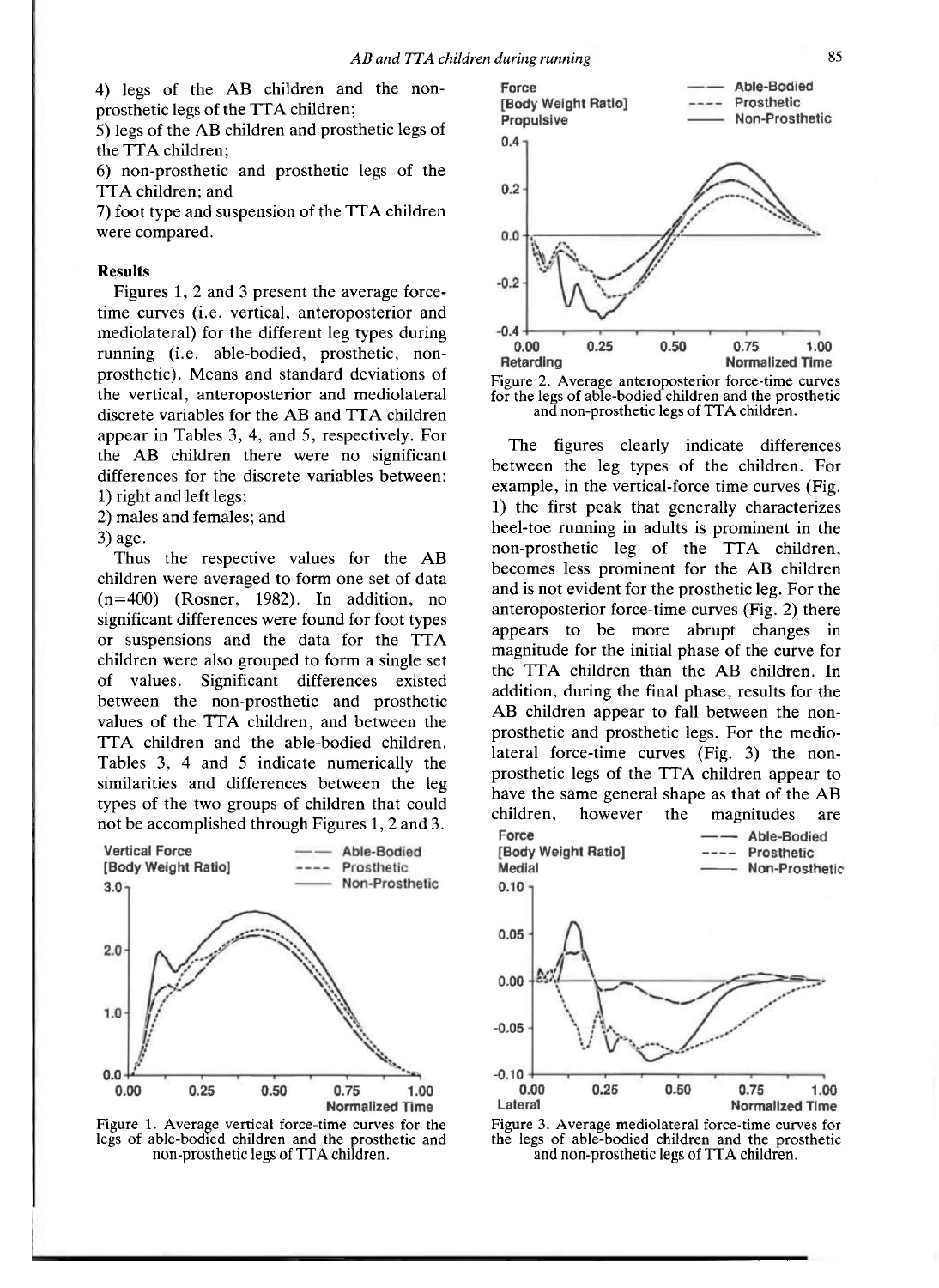4) legs of the AB children and the non-prosthetic legs of the TTA children;

5) legs of the AB children and prosthetic legs of the TTA children;

6) non-prosthetic and prosthetic legs of the TTA children; and

7) foot type and suspension of the TTA children were compared.

## Results

Figures 1, 2 and 3 present the average force-time curves (i.e. vertical, anteroposterior and mediolateral) for the different leg types during running (i.e. able-bodied, prosthetic, non-prosthetic). Means and standard deviations of the vertical, anteroposterior and mediolateral discrete variables for the AB and TTA children appear in Tables 3, 4, and 5, respectively. For the AB children there were no significant differences for the discrete variables between:

1) right and left legs;

2) males and females; and

3) age.

Thus the respective values for the AB children were averaged to form one set of data (n=400) (Rosner, 1982). In addition, no significant differences were found for foot types or suspensions and the data for the TTA children were also grouped to form a single set of values. Significant differences existed between the non-prosthetic and prosthetic values of the TTA children, and between the TTA children and the able-bodied children. Tables 3, 4 and 5 indicate numerically the similarities and differences between the leg types of the two groups of children that could not be accomplished through Figures 1, 2 and 3.

Figure 1. Average vertical force-time curves for the legs of able-bodied children and the prosthetic and non-prosthetic legs of TTA children.

Figure 2. Average anteroposterior force-time curves for the legs of able-bodied children and the prosthetic and non-prosthetic legs of TTA children.

The figures clearly indicate differences between the leg types of the children. For example, in the vertical-force time curves (Fig. 1) the first peak that generally characterizes heel-toe running in adults is prominent in the non-prosthetic leg of the TTA children, becomes less prominent for the AB children and is not evident for the prosthetic leg. For the anteroposterior force-time curves (Fig. 2) there appears to be more abrupt changes in magnitude for the initial phase of the curve for the TTA children than the AB children. In addition, during the final phase, results for the AB children appear to fall between the non-prosthetic and prosthetic legs. For the medio-lateral force-time curves (Fig. 3) the non-prosthetic legs of the TTA children appear to have the same general shape as that of the AB children, however the magnitudes are

Figure 3. Average mediolateral force-time curves for the legs of able-bodied children and the prosthetic and non-prosthetic legs of TTA children.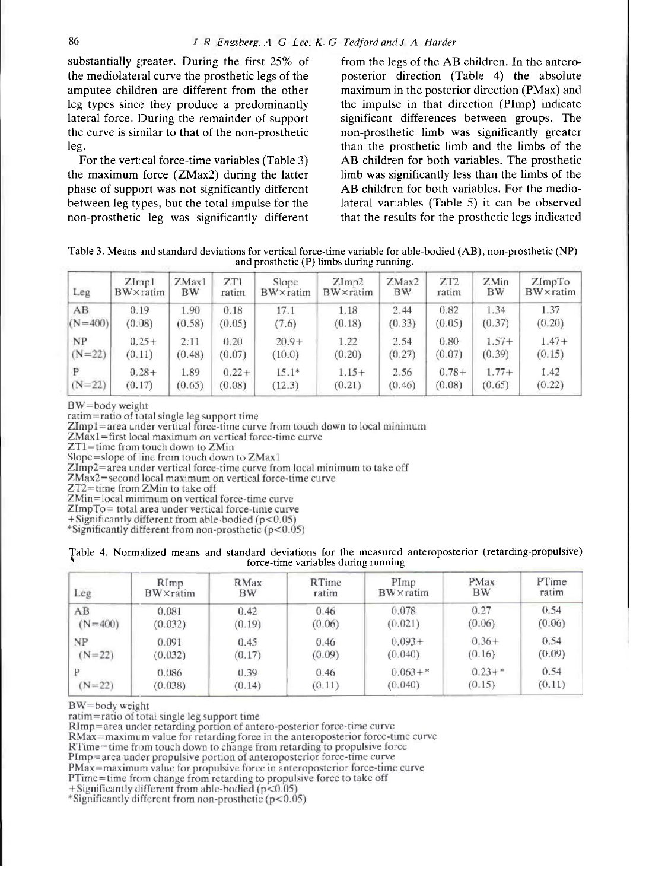substantially greater. During the first 25% of the mediolateral curve the prosthetic legs of the amputee children are different from the other leg types since they produce a predominantly lateral force. During the remainder of support the curve is similar to that of the non-prosthetic leg.

For the vertical force-time variables (Table 3) the maximum force (ZMax2) during the latter phase of support was not significantly different between leg types, but the total impulse for the non-prosthetic leg was significantly different from the legs of the AB children. In the antero-posterior direction (Table 4) the absolute maximum in the posterior direction (PMax) and the impulse in that direction (PImp) indicate significant differences between groups. The non-prosthetic limb was significantly greater than the prosthetic limb and the limbs of the AB children for both variables. The prosthetic limb was significantly less than the limbs of the AB children for both variables. For the medio-lateral variables (Table 5) it can be observed that the results for the prosthetic legs indicated

Table 3. Means and standard deviations for vertical force-time variable for able-bodied (AB), non-prosthetic (NP) and prosthetic (P) limbs during running.

| Leg | ZImp1 BW×ratim | ZMax1 BW | ZT1 ratim | Slope BW×ratim | ZImp2 BW×ratim | ZMax2 BW | ZT2 ratim | ZMin BW | ZImpTo BW×ratim |
|---|---|---|---|---|---|---|---|---|---|
| AB (N=400) | 0.19 (0.08) | 1.90 (0.58) | 0.18 (0.05) | 17.1 (7.6) | 1.18 (0.18) | 2.44 (0.33) | 0.82 (0.05) | 1.34 (0.37) | 1.37 (0.20) |
| NP (N=22) | 0.25+ (0.11) | 2.11 (0.48) | 0.20 (0.07) | 20.9+ (10.0) | 1.22 (0.20) | 2.54 (0.27) | 0.80 (0.07) | 1.57+ (0.39) | 1.47+ (0.15) |
| P (N=22) | 0.28+ (0.17) | 1.89 (0.65) | 0.22+ (0.08) | 15.1* (12.3) | 1.15+ (0.21) | 2.56 (0.46) | 0.78+ (0.08) | 1.77+ (0.65) | 1.42 (0.22) |

BW=body weight
ratim=ratio of total single leg support time
ZImp1=area under vertical force-time curve from touch down to local minimum
ZMax1=first local maximum on vertical force-time curve
ZT1=time from touch down to ZMin
Slope=slope of line from touch down to ZMax1
ZImp2=area under vertical force-time curve from local minimum to take off
ZMax2=second local maximum on vertical force-time curve
ZT2=time from ZMin to take off
ZMin=local minimum on vertical force-time curve
ZImpTo= total area under vertical force-time curve
+Significantly different from able-bodied ($p<0.05$)
*Significantly different from non-prosthetic ($p<0.05$)

Table 4. Normalized means and standard deviations for the measured anteroposterior (retarding-propulsive) force-time variables during running

| Leg | RImp BW×ratim | RMax BW | RTime ratim | PImp BW×ratim | PMax BW | PTime ratim |
|---|---|---|---|---|---|---|
| AB (N=400) | 0.081 (0.032) | 0.42 (0.19) | 0.46 (0.06) | 0.078 (0.021) | 0.27 (0.06) | 0.54 (0.06) |
| NP (N=22) | 0.091 (0.032) | 0.45 (0.17) | 0.46 (0.09) | 0.093+ (0.040) | 0.36+ (0.16) | 0.54 (0.09) |
| P (N=22) | 0.086 (0.038) | 0.39 (0.14) | 0.46 (0.11) | 0.063+* (0.040) | 0.23+* (0.15) | 0.54 (0.11) |

BW=body weight
ratim=ratio of total single leg support time
RImp=area under retarding portion of antero-posterior force-time curve
RMax=maximum value for retarding force in the anteroposterior force-time curve
RTime=time from touch down to change from retarding to propulsive force
PImp=area under propulsive portion of anteroposterior force-time curve
PMax=maximum value for propulsive force in anteroposterior force-time curve
PTime=time from change from retarding to propulsive force to take off
+Significantly different from able-bodied ($p<0.05$)
*Significantly different from non-prosthetic ($p<0.05$)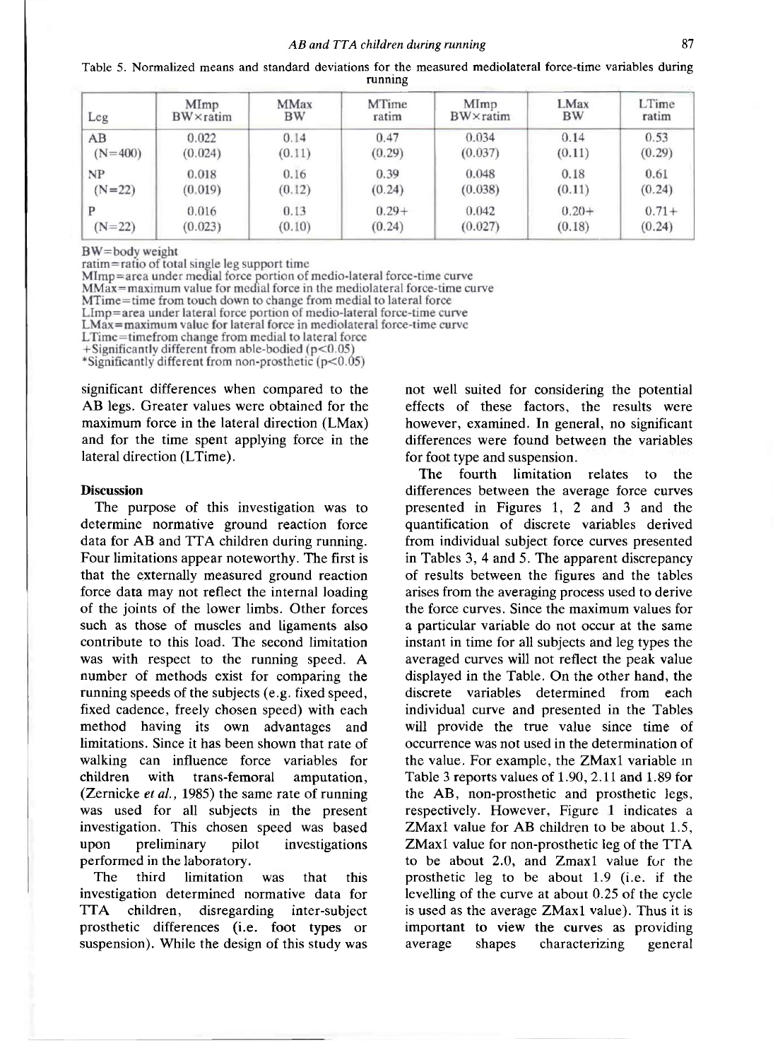Table 5. Normalized means and standard deviations for the measured mediolateral force-time variables during running

| Leg | MImp BW×ratim | MMax BW | MTime ratim | MImp BW×ratim | LMax BW | LTime ratim |
|---|---|---|---|---|---|---|
| AB (N=400) | 0.022 (0.024) | 0.14 (0.11) | 0.47 (0.29) | 0.034 (0.037) | 0.14 (0.11) | 0.53 (0.29) |
| NP (N=22) | 0.018 (0.019) | 0.16 (0.12) | 0.39 (0.24) | 0.048 (0.038) | 0.18 (0.11) | 0.61 (0.24) |
| P (N=22) | 0.016 (0.023) | 0.13 (0.10) | 0.29+ (0.24) | 0.042 (0.027) | 0.20+ (0.18) | 0.71+ (0.24) |

BW=body weight
ratim=ratio of total single leg support time
MImp=area under medial force portion of medio-lateral force-time curve
MMax=maximum value for medial force in the mediolateral force-time curve
MTime=time from touch down to change from medial to lateral force
LImp=area under lateral force portion of medio-lateral force-time curve
LMax=maximum value for lateral force in mediolateral force-time curve
LTime=timefrom change from medial to lateral force
+Significantly different from able-bodied ($p<0.05$)
*Significantly different from non-prosthetic ($p<0.05$)

significant differences when compared to the AB legs. Greater values were obtained for the maximum force in the lateral direction (LMax) and for the time spent applying force in the lateral direction (LTime).

## Discussion

The purpose of this investigation was to determine normative ground reaction force data for AB and TTA children during running. Four limitations appear noteworthy. The first is that the externally measured ground reaction force data may not reflect the internal loading of the joints of the lower limbs. Other forces such as those of muscles and ligaments also contribute to this load. The second limitation was with respect to the running speed. A number of methods exist for comparing the running speeds of the subjects (e.g. fixed speed, fixed cadence, freely chosen speed) with each method having its own advantages and limitations. Since it has been shown that rate of walking can influence force variables for children with trans-femoral amputation, (Zernicke *et al.*, 1985) the same rate of running was used for all subjects in the present investigation. This chosen speed was based upon preliminary pilot investigations performed in the laboratory.

The third limitation was that this investigation determined normative data for TTA children, disregarding inter-subject prosthetic differences (i.e. foot types or suspension). While the design of this study was not well suited for considering the potential effects of these factors, the results were however, examined. In general, no significant differences were found between the variables for foot type and suspension.

The fourth limitation relates to the differences between the average force curves presented in Figures 1, 2 and 3 and the quantification of discrete variables derived from individual subject force curves presented in Tables 3, 4 and 5. The apparent discrepancy of results between the figures and the tables arises from the averaging process used to derive the force curves. Since the maximum values for a particular variable do not occur at the same instant in time for all subjects and leg types the averaged curves will not reflect the peak value displayed in the Table. On the other hand, the discrete variables determined from each individual curve and presented in the Tables will provide the true value since time of occurrence was not used in the determination of the value. For example, the ZMax1 variable in Table 3 reports values of 1.90, 2.11 and 1.89 for the AB, non-prosthetic and prosthetic legs, respectively. However, Figure 1 indicates a ZMax1 value for AB children to be about 1.5, ZMax1 value for non-prosthetic leg of the TTA to be about 2.0, and Zmax1 value for the prosthetic leg to be about 1.9 (i.e. if the levelling of the curve at about 0.25 of the cycle is used as the average ZMax1 value). Thus it is important to view the curves as providing average shapes characterizing general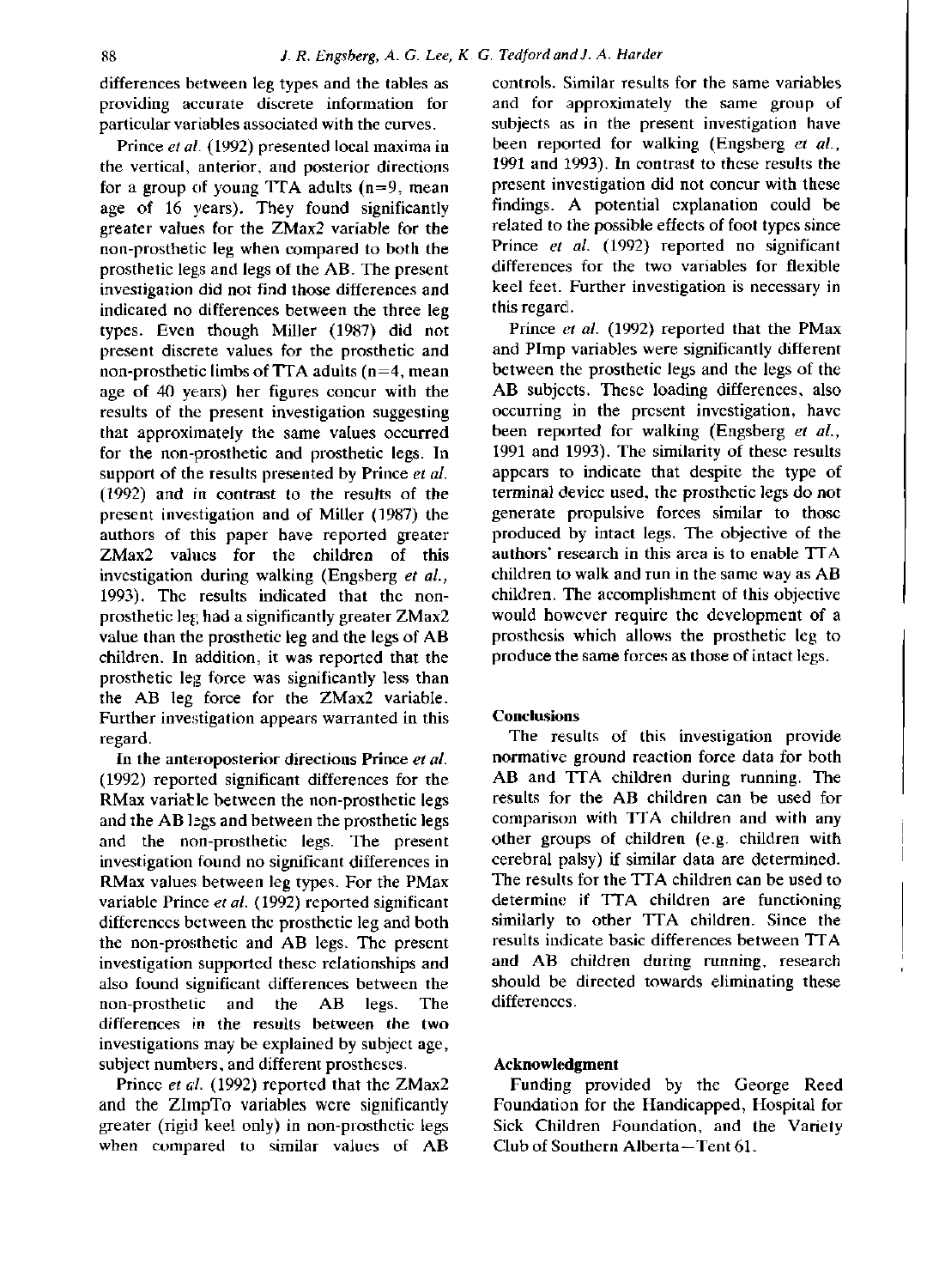differences between leg types and the tables as providing accurate discrete information for particular variables associated with the curves.

Prince *et al.* (1992) presented local maxima in the vertical, anterior, and posterior directions for a group of young TTA adults (n=9, mean age of 16 years). They found significantly greater values for the ZMax2 variable for the non-prosthetic leg when compared to both the prosthetic legs and legs of the AB. The present investigation did not find those differences and indicated no differences between the three leg types. Even though Miller (1987) did not present discrete values for the prosthetic and non-prosthetic limbs of TTA adults (n=4, mean age of 40 years) her figures concur with the results of the present investigation suggesting that approximately the same values occurred for the non-prosthetic and prosthetic legs. In support of the results presented by Prince *et al.* (1992) and in contrast to the results of the present investigation and of Miller (1987) the authors of this paper have reported greater ZMax2 values for the children of this investigation during walking (Engsberg *et al.*, 1993). The results indicated that the non-prosthetic leg had a significantly greater ZMax2 value than the prosthetic leg and the legs of AB children. In addition, it was reported that the prosthetic leg force was significantly less than the AB leg force for the ZMax2 variable. Further investigation appears warranted in this regard.

In the anteroposterior directions Prince *et al.* (1992) reported significant differences for the RMax variable between the non-prosthetic legs and the AB legs and between the prosthetic legs and the non-prosthetic legs. The present investigation found no significant differences in RMax values between leg types. For the PMax variable Prince *et al.* (1992) reported significant differences between the prosthetic leg and both the non-prosthetic and AB legs. The present investigation supported these relationships and also found significant differences between the non-prosthetic and the AB legs. The differences in the results between the two investigations may be explained by subject age, subject numbers, and different prostheses.

Prince *et al.* (1992) reported that the ZMax2 and the ZImpTo variables were significantly greater (rigid keel only) in non-prosthetic legs when compared to similar values of AB controls. Similar results for the same variables and for approximately the same group of subjects as in the present investigation have been reported for walking (Engsberg *et al.*, 1991 and 1993). In contrast to these results the present investigation did not concur with these findings. A potential explanation could be related to the possible effects of foot types since Prince *et al.* (1992) reported no significant differences for the two variables for flexible keel feet. Further investigation is necessary in this regard.

Prince *et al.* (1992) reported that the PMax and PImp variables were significantly different between the prosthetic legs and the legs of the AB subjects. These loading differences, also occurring in the present investigation, have been reported for walking (Engsberg *et al.*, 1991 and 1993). The similarity of these results appears to indicate that despite the type of terminal device used, the prosthetic legs do not generate propulsive forces similar to those produced by intact legs. The objective of the authors' research in this area is to enable TTA children to walk and run in the same way as AB children. The accomplishment of this objective would however require the development of a prosthesis which allows the prosthetic leg to produce the same forces as those of intact legs.

## Conclusions

The results of this investigation provide normative ground reaction force data for both AB and TTA children during running. The results for the AB children can be used for comparison with TTA children and with any other groups of children (e.g. children with cerebral palsy) if similar data are determined. The results for the TTA children can be used to determine if TTA children are functioning similarly to other TTA children. Since the results indicate basic differences between TTA and AB children during running, research should be directed towards eliminating these differences.

## Acknowledgment

Funding provided by the George Reed Foundation for the Handicapped, Hospital for Sick Children Foundation, and the Variety Club of Southern Alberta—Tent 61.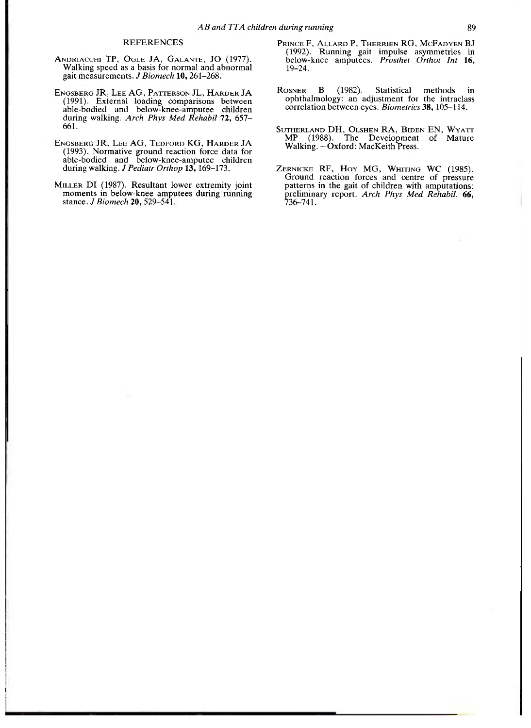## REFERENCES

Andriacchi TP, Ogle JA, Galante, JO (1977). Walking speed as a basis for normal and abnormal gait measurements. *J Biomech* **10**, 261–268.

Engsberg JR, Lee AG, Patterson JL, Harder JA (1991). External loading comparisons between able-bodied and below-knee-amputee children during walking. *Arch Phys Med Rehabil* **72**, 657–661.

Engsberg JR, Lee AG, Tedford KG, Harder JA (1993). Normative ground reaction force data for able-bodied and below-knee-amputee children during walking. *J Pediatr Orthop* **13**, 169–173.

Miller DI (1987). Resultant lower extremity joint moments in below-knee amputees during running stance. *J Biomech* **20**, 529–541.

Prince F, Allard P, Therrien RG, McFadyen BJ (1992). Running gait impulse asymmetries in below-knee amputees. *Prosthet Orthot Int* **16**, 19–24.

Rosner B (1982). Statistical methods in ophthalmology: an adjustment for the intraclass correlation between eyes. *Biometrics* **38**, 105–114.

Sutherland DH, Olshen RA, Biden EN, Wyatt MP (1988). The Development of Mature Walking. – Oxford: MacKeith Press.

Zernicke RF, Hoy MG, Whiting WC (1985). Ground reaction forces and centre of pressure patterns in the gait of children with amputations: preliminary report. *Arch Phys Med Rehabil.* **66**, 736–741.